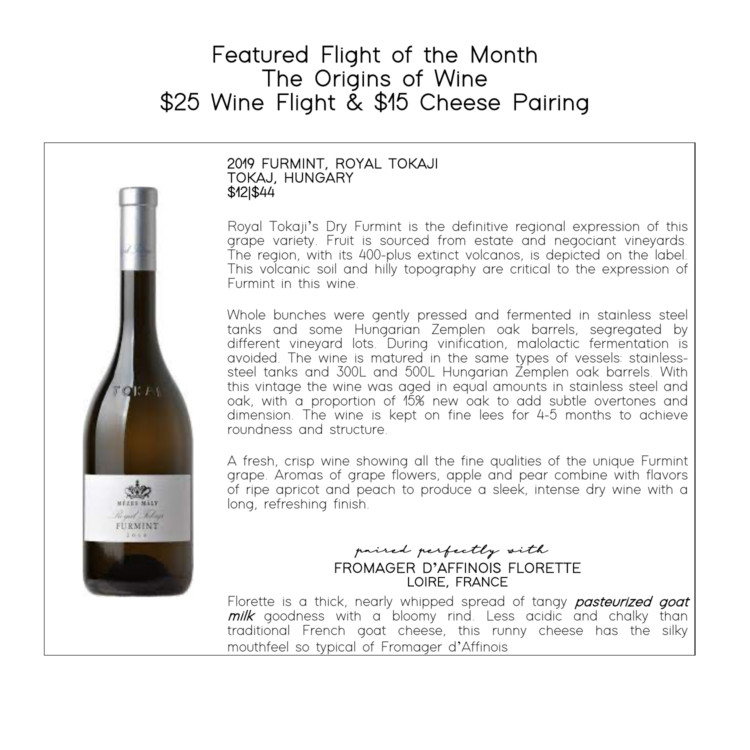# Featured Flight of the Month
# The Origins of Wine
# $25 Wine Flight & $15 Cheese Pairing

### 2019 FURMINT, ROYAL TOKAJI
### TOKAJ, HUNGARY
### $12|$44

Royal Tokaji's Dry Furmint is the definitive regional expression of this grape variety. Fruit is sourced from estate and negociant vineyards. The region, with its 400-plus extinct volcanos, is depicted on the label. This volcanic soil and hilly topography are critical to the expression of Furmint in this wine.

Whole bunches were gently pressed and fermented in stainless steel tanks and some Hungarian Zemplen oak barrels, segregated by different vineyard lots. During vinification, malolactic fermentation is avoided. The wine is matured in the same types of vessels: stainless-steel tanks and 300L and 500L Hungarian Zemplen oak barrels. With this vintage the wine was aged in equal amounts in stainless steel and oak, with a proportion of 15% new oak to add subtle overtones and dimension. The wine is kept on fine lees for 4-5 months to achieve roundness and structure.

A fresh, crisp wine showing all the fine qualities of the unique Furmint grape. Aromas of grape flowers, apple and pear combine with flavors of ripe apricot and peach to produce a sleek, intense dry wine with a long, refreshing finish.

*paired perfectly with*

### FROMAGER D'AFFINOIS FLORETTE
### LOIRE, FRANCE

Florette is a thick, nearly whipped spread of tangy ***pasteurized goat milk*** goodness with a bloomy rind. Less acidic and chalky than traditional French goat cheese, this runny cheese has the silky mouthfeel so typical of Fromager d'Affinois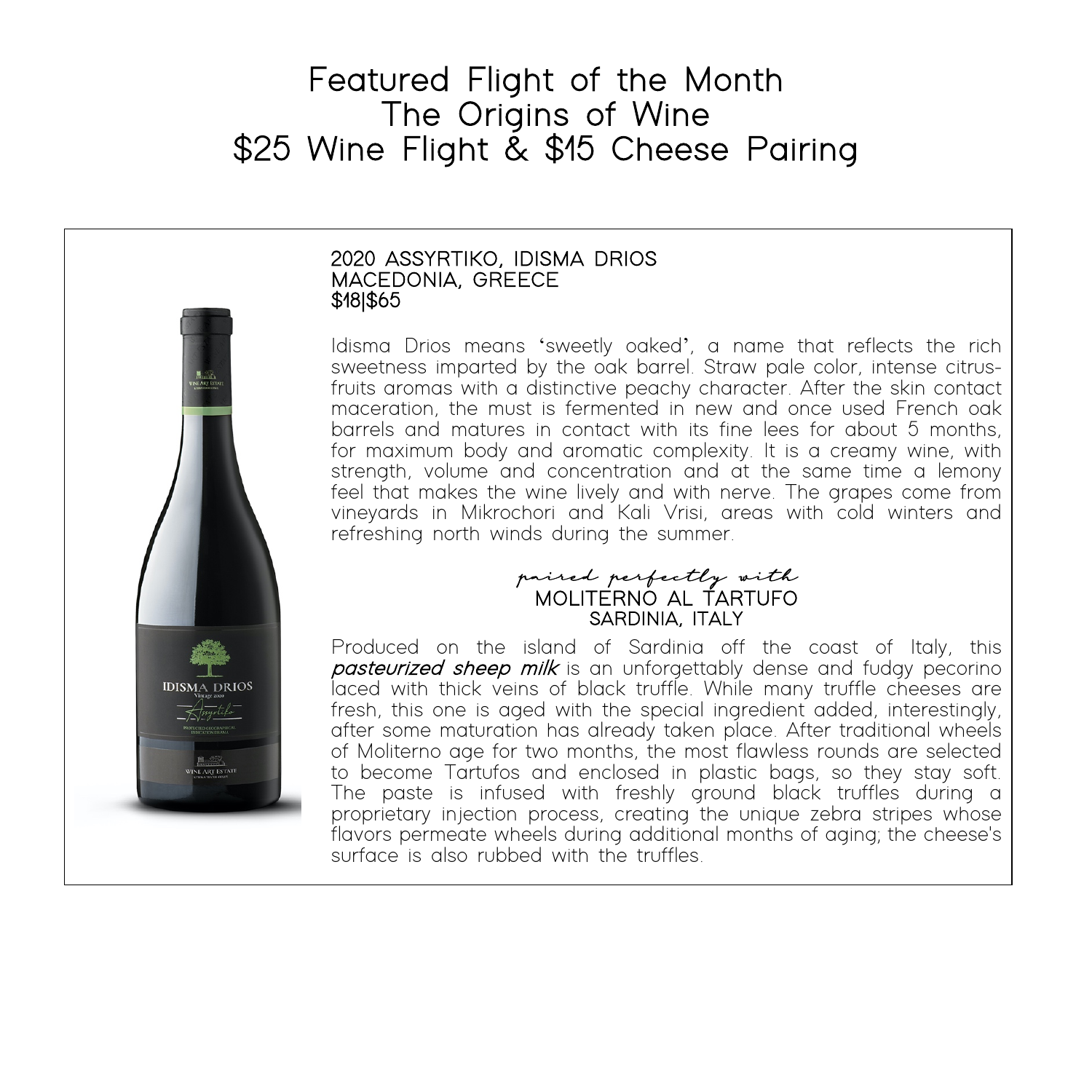# Featured Flight of the Month
# The Origins of Wine
# $25 Wine Flight & $15 Cheese Pairing

### 2020 ASSYRTIKO, IDISMA DRIOS
### MACEDONIA, GREECE
### $18|$65

Idisma Drios means 'sweetly oaked', a name that reflects the rich sweetness imparted by the oak barrel. Straw pale color, intense citrus-fruits aromas with a distinctive peachy character. After the skin contact maceration, the must is fermented in new and once used French oak barrels and matures in contact with its fine lees for about 5 months, for maximum body and aromatic complexity. It is a creamy wine, with strength, volume and concentration and at the same time a lemony feel that makes the wine lively and with nerve. The grapes come from vineyards in Mikrochori and Kali Vrisi, areas with cold winters and refreshing north winds during the summer.

*paired perfectly with*

### MOLITERNO AL TARTUFO
### SARDINIA, ITALY

Produced on the island of Sardinia off the coast of Italy, this ***pasteurized sheep milk*** is an unforgettably dense and fudgy pecorino laced with thick veins of black truffle. While many truffle cheeses are fresh, this one is aged with the special ingredient added, interestingly, after some maturation has already taken place. After traditional wheels of Moliterno age for two months, the most flawless rounds are selected to become Tartufos and enclosed in plastic bags, so they stay soft. The paste is infused with freshly ground black truffles during a proprietary injection process, creating the unique zebra stripes whose flavors permeate wheels during additional months of aging; the cheese's surface is also rubbed with the truffles.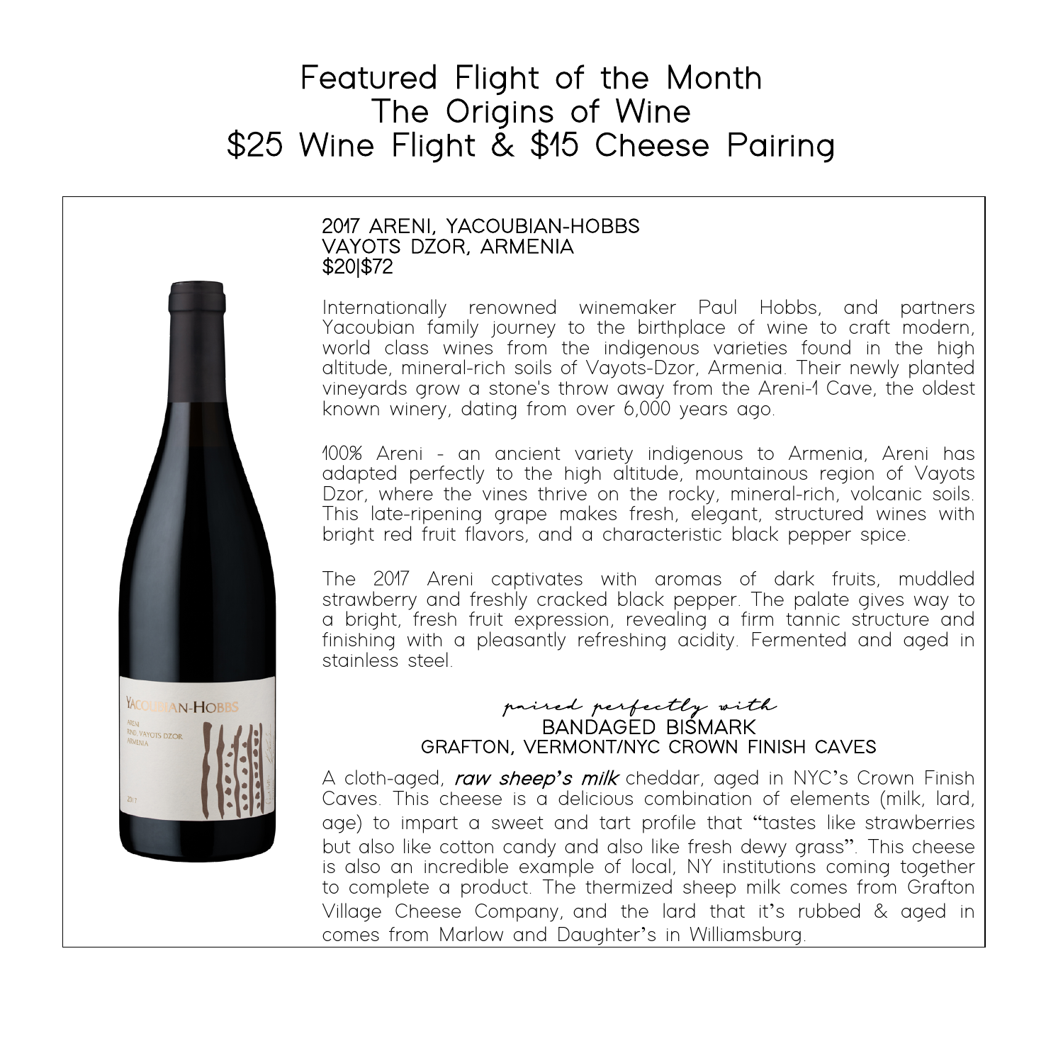# Featured Flight of the Month
# The Origins of Wine
# $25 Wine Flight & $15 Cheese Pairing

### 2017 ARENI, YACOUBIAN-HOBBS
### VAYOTS DZOR, ARMENIA
### $20|$72

Internationally renowned winemaker Paul Hobbs, and partners Yacoubian family journey to the birthplace of wine to craft modern, world class wines from the indigenous varieties found in the high altitude, mineral-rich soils of Vayots-Dzor, Armenia. Their newly planted vineyards grow a stone's throw away from the Areni-1 Cave, the oldest known winery, dating from over 6,000 years ago.

100% Areni - an ancient variety indigenous to Armenia, Areni has adapted perfectly to the high altitude, mountainous region of Vayots Dzor, where the vines thrive on the rocky, mineral-rich, volcanic soils. This late-ripening grape makes fresh, elegant, structured wines with bright red fruit flavors, and a characteristic black pepper spice.

The 2017 Areni captivates with aromas of dark fruits, muddled strawberry and freshly cracked black pepper. The palate gives way to a bright, fresh fruit expression, revealing a firm tannic structure and finishing with a pleasantly refreshing acidity. Fermented and aged in stainless steel.

*paired perfectly with*

### BANDAGED BISMARK
### GRAFTON, VERMONT/NYC CROWN FINISH CAVES

A cloth-aged, ***raw sheep's milk*** cheddar, aged in NYC's Crown Finish Caves. This cheese is a delicious combination of elements (milk, lard, age) to impart a sweet and tart profile that "tastes like strawberries but also like cotton candy and also like fresh dewy grass". This cheese is also an incredible example of local, NY institutions coming together to complete a product. The thermized sheep milk comes from Grafton Village Cheese Company, and the lard that it's rubbed & aged in comes from Marlow and Daughter's in Williamsburg.